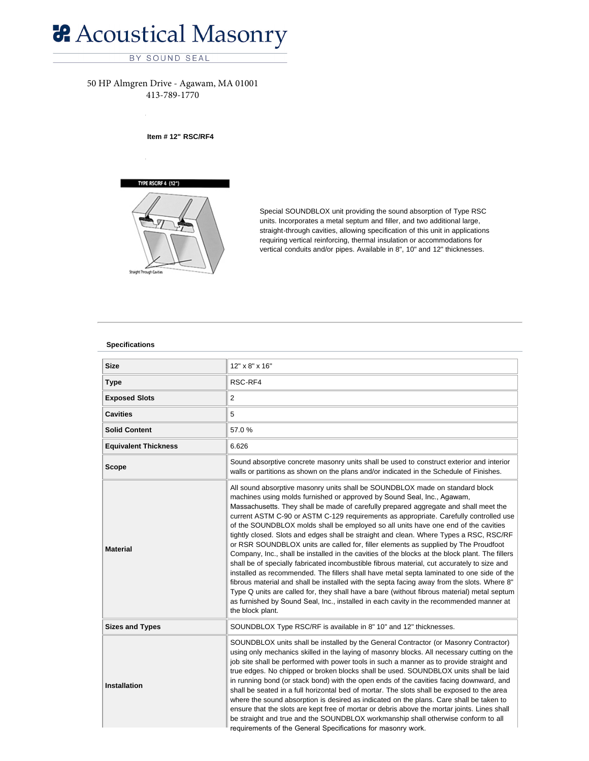# Acoustical Masonry

BY SOUND SEAL

50 HP Almgren Drive - Agawam, MA 01001
413-789-1770

**Item # 12" RSC/RF4**

TYPE RSC/RF 4 (12")

Straight Through Cavities

Special SOUNDBLOX unit providing the sound absorption of Type RSC units. Incorporates a metal septum and filler, and two additional large, straight-through cavities, allowing specification of this unit in applications requiring vertical reinforcing, thermal insulation or accommodations for vertical conduits and/or pipes. Available in 8", 10" and 12" thicknesses.

**Specifications**

| | |
|---|---|
| **Size** | 12" x 8" x 16" |
| **Type** | RSC-RF4 |
| **Exposed Slots** | 2 |
| **Cavities** | 5 |
| **Solid Content** | 57.0 % |
| **Equivalent Thickness** | 6.626 |
| **Scope** | Sound absorptive concrete masonry units shall be used to construct exterior and interior walls or partitions as shown on the plans and/or indicated in the Schedule of Finishes. |
| **Material** | All sound absorptive masonry units shall be SOUNDBLOX made on standard block machines using molds furnished or approved by Sound Seal, Inc., Agawam, Massachusetts. They shall be made of carefully prepared aggregate and shall meet the current ASTM C-90 or ASTM C-129 requirements as appropriate. Carefully controlled use of the SOUNDBLOX molds shall be employed so all units have one end of the cavities tightly closed. Slots and edges shall be straight and clean. Where Types a RSC, RSC/RF or RSR SOUNDBLOX units are called for, filler elements as supplied by The Proudfoot Company, Inc., shall be installed in the cavities of the blocks at the block plant. The fillers shall be of specially fabricated incombustible fibrous material, cut accurately to size and installed as recommended. The fillers shall have metal septa laminated to one side of the fibrous material and shall be installed with the septa facing away from the slots. Where 8" Type Q units are called for, they shall have a bare (without fibrous material) metal septum as furnished by Sound Seal, Inc., installed in each cavity in the recommended manner at the block plant. |
| **Sizes and Types** | SOUNDBLOX Type RSC/RF is available in 8" 10" and 12" thicknesses. |
| **Installation** | SOUNDBLOX units shall be installed by the General Contractor (or Masonry Contractor) using only mechanics skilled in the laying of masonry blocks. All necessary cutting on the job site shall be performed with power tools in such a manner as to provide straight and true edges. No chipped or broken blocks shall be used. SOUNDBLOX units shall be laid in running bond (or stack bond) with the open ends of the cavities facing downward, and shall be seated in a full horizontal bed of mortar. The slots shall be exposed to the area where the sound absorption is desired as indicated on the plans. Care shall be taken to ensure that the slots are kept free of mortar or debris above the mortar joints. Lines shall be straight and true and the SOUNDBLOX workmanship shall otherwise conform to all requirements of the General Specifications for masonry work. |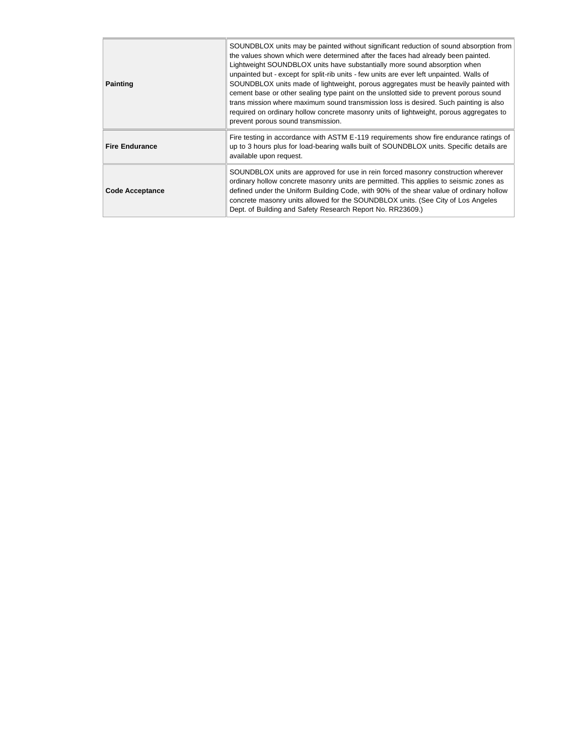| | |
|---|---|
| **Painting** | SOUNDBLOX units may be painted without significant reduction of sound absorption from the values shown which were determined after the faces had already been painted. Lightweight SOUNDBLOX units have substantially more sound absorption when unpainted but - except for split-rib units - few units are ever left unpainted. Walls of SOUNDBLOX units made of lightweight, porous aggregates must be heavily painted with cement base or other sealing type paint on the unslotted side to prevent porous sound trans mission where maximum sound transmission loss is desired. Such painting is also required on ordinary hollow concrete masonry units of lightweight, porous aggregates to prevent porous sound transmission. |
| **Fire Endurance** | Fire testing in accordance with ASTM E-119 requirements show fire endurance ratings of up to 3 hours plus for load-bearing walls built of SOUNDBLOX units. Specific details are available upon request. |
| **Code Acceptance** | SOUNDBLOX units are approved for use in rein forced masonry construction wherever ordinary hollow concrete masonry units are permitted. This applies to seismic zones as defined under the Uniform Building Code, with 90% of the shear value of ordinary hollow concrete masonry units allowed for the SOUNDBLOX units. (See City of Los Angeles Dept. of Building and Safety Research Report No. RR23609.) |